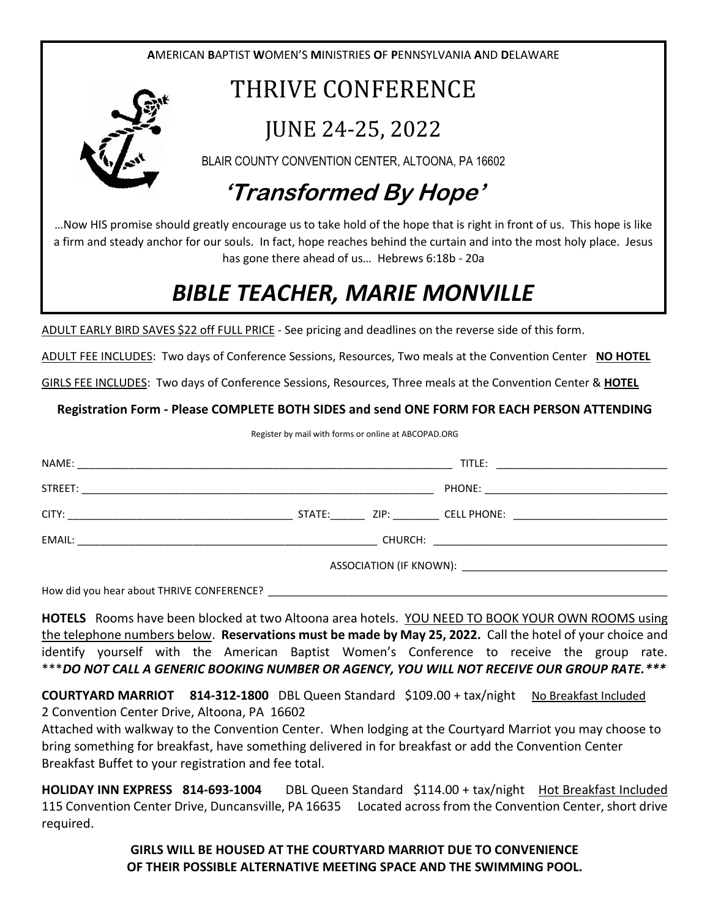**A**MERICAN **B**APTIST **W**OMEN'S **M**INISTRIES **O**F **P**ENNSYLVANIA **A**ND **D**ELAWARE

# THRIVE CONFERENCE

## JUNE 24-25, 2022

BLAIR COUNTY CONVENTION CENTER, ALTOONA, PA 16602

## *'Transformed By Hope'*

…Now HIS promise should greatly encourage us to take hold of the hope that is right in front of us. This hope is like a firm and steady anchor for our souls. In fact, hope reaches behind the curtain and into the most holy place. Jesus has gone there ahead of us… Hebrews 6:18b - 20a

# *BIBLE TEACHER, MARIE MONVILLE*

ADULT EARLY BIRD SAVES $22 off FULL PRICE - See pricing and deadlines on the reverse side of this form.

ADULT FEE INCLUDES: Two days of Conference Sessions, Resources, Two meals at the Convention Center **NO HOTEL**

GIRLS FEE INCLUDES: Two days of Conference Sessions, Resources, Three meals at the Convention Center & **HOTEL**

**Registration Form - Please COMPLETE BOTH SIDES and send ONE FORM FOR EACH PERSON ATTENDING**

Register by mail with forms or online at ABCOPAD.ORG

NAME: ______________________________ TITLE: ______________________________

STREET: ______________________________ PHONE: ______________________________

CITY: ______________________________ STATE:______ ZIP: ________ CELL PHONE: ______________________________

EMAIL: ______________________________ CHURCH: ______________________________

ASSOCIATION (IF KNOWN): ______________________________

How did you hear about THRIVE CONFERENCE? ______________________________

**HOTELS** Rooms have been blocked at two Altoona area hotels. YOU NEED TO BOOK YOUR OWN ROOMS using the telephone numbers below. **Reservations must be made by May 25, 2022.** Call the hotel of your choice and identify yourself with the American Baptist Women's Conference to receive the group rate. \*\*\****DO NOT CALL A GENERIC BOOKING NUMBER OR AGENCY, YOU WILL NOT RECEIVE OUR GROUP RATE.\*\*\****

**COURTYARD MARRIOT 814-312-1800** DBL Queen Standard $109.00 + tax/night No Breakfast Included
2 Convention Center Drive, Altoona, PA 16602
Attached with walkway to the Convention Center. When lodging at the Courtyard Marriot you may choose to bring something for breakfast, have something delivered in for breakfast or add the Convention Center Breakfast Buffet to your registration and fee total.

**HOLIDAY INN EXPRESS 814-693-1004** DBL Queen Standard $114.00 + tax/night Hot Breakfast Included
115 Convention Center Drive, Duncansville, PA 16635 Located across from the Convention Center, short drive required.

**GIRLS WILL BE HOUSED AT THE COURTYARD MARRIOT DUE TO CONVENIENCE OF THEIR POSSIBLE ALTERNATIVE MEETING SPACE AND THE SWIMMING POOL.**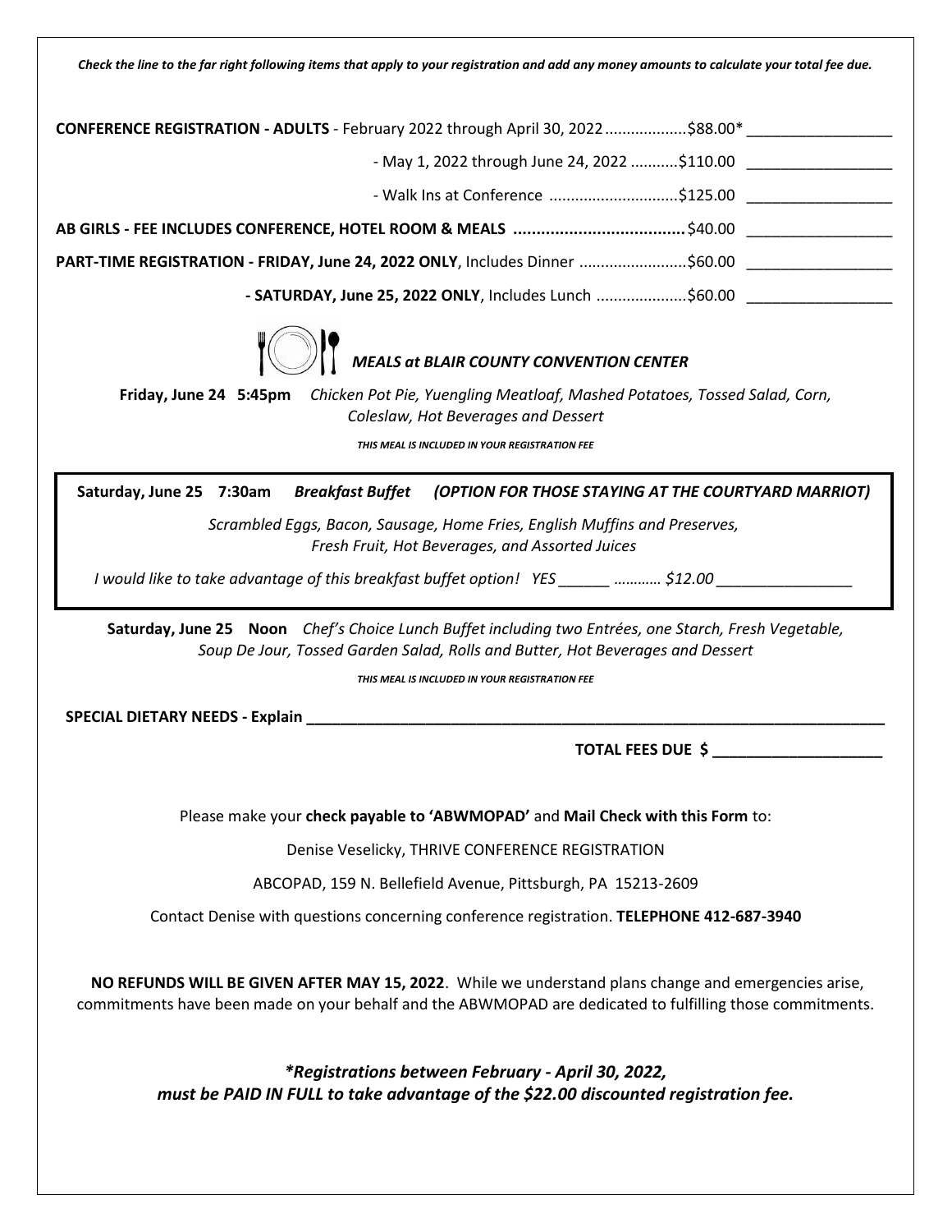***Check the line to the far right following items that apply to your registration and add any money amounts to calculate your total fee due.***

**CONFERENCE REGISTRATION - ADULTS** - February 2022 through April 30, 2022 ..................$88.00* _________________

- May 1, 2022 through June 24, 2022 ...........$110.00 _________________

- Walk Ins at Conference .............................$125.00 _________________

**AB GIRLS - FEE INCLUDES CONFERENCE, HOTEL ROOM & MEALS ....................................** $40.00 _________________

**PART-TIME REGISTRATION - FRIDAY, June 24, 2022 ONLY**, Includes Dinner .........................$60.00 _________________

**- SATURDAY, June 25, 2022 ONLY**, Includes Lunch .....................$60.00 _________________

***MEALS at BLAIR COUNTY CONVENTION CENTER***

**Friday, June 24 5:45pm** *Chicken Pot Pie, Yuengling Meatloaf, Mashed Potatoes, Tossed Salad, Corn, Coleslaw, Hot Beverages and Dessert*

***THIS MEAL IS INCLUDED IN YOUR REGISTRATION FEE***

**Saturday, June 25 7:30am** ***Breakfast Buffet (OPTION FOR THOSE STAYING AT THE COURTYARD MARRIOT)***

*Scrambled Eggs, Bacon, Sausage, Home Fries, English Muffins and Preserves, Fresh Fruit, Hot Beverages, and Assorted Juices*

*I would like to take advantage of this breakfast buffet option! YES ______ ………… $12.00* ________________

**Saturday, June 25 Noon** *Chef's Choice Lunch Buffet including two Entrées, one Starch, Fresh Vegetable, Soup De Jour, Tossed Garden Salad, Rolls and Butter, Hot Beverages and Dessert*

***THIS MEAL IS INCLUDED IN YOUR REGISTRATION FEE***

**SPECIAL DIETARY NEEDS - Explain ________________________________________________________________________**

**TOTAL FEES DUE $ ____________________**

Please make your **check payable to 'ABWMOPAD'** and **Mail Check with this Form** to:

Denise Veselicky, THRIVE CONFERENCE REGISTRATION

ABCOPAD, 159 N. Bellefield Avenue, Pittsburgh, PA 15213-2609

Contact Denise with questions concerning conference registration. **TELEPHONE 412-687-3940**

**NO REFUNDS WILL BE GIVEN AFTER MAY 15, 2022**. While we understand plans change and emergencies arise, commitments have been made on your behalf and the ABWMOPAD are dedicated to fulfilling those commitments.

***\*Registrations between February - April 30, 2022, must be PAID IN FULL to take advantage of the $22.00 discounted registration fee.***